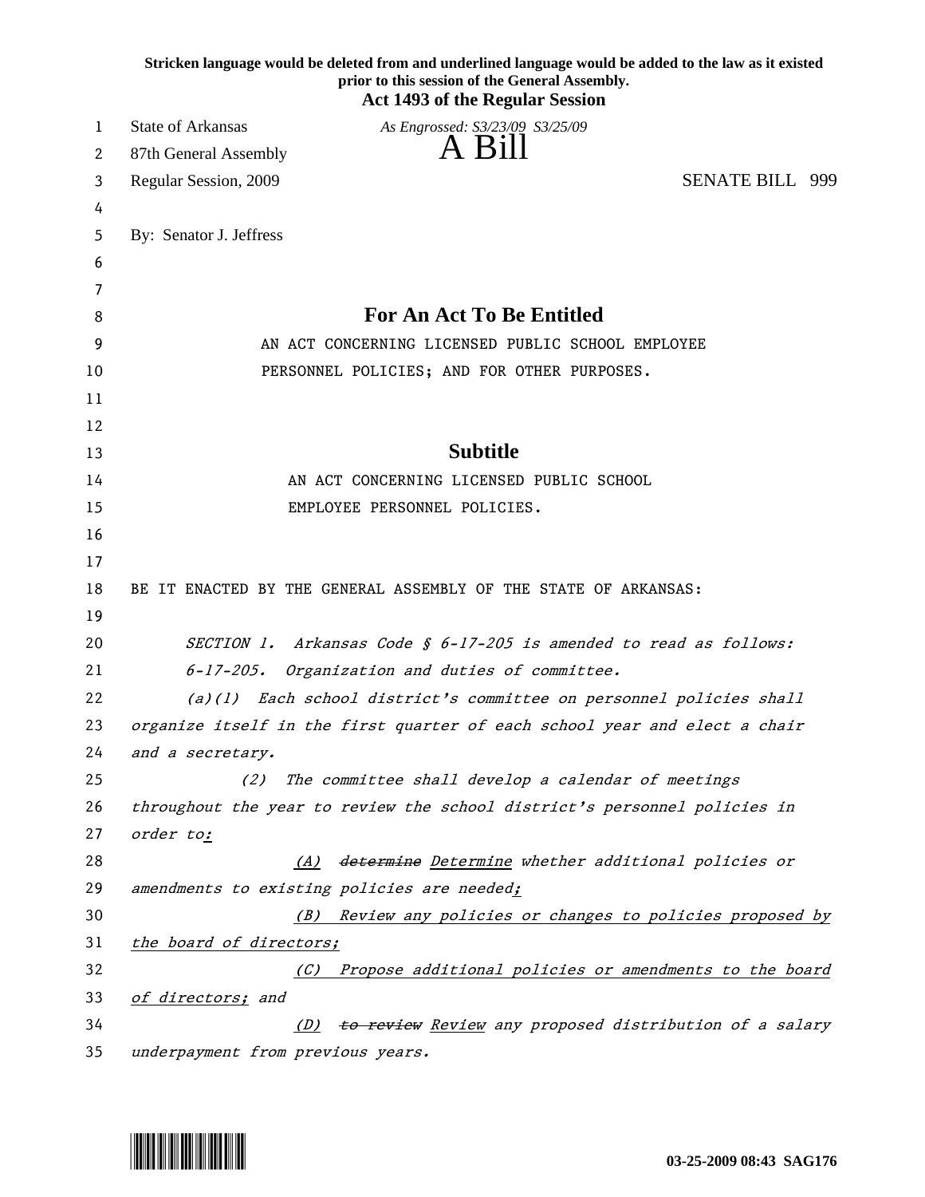**Stricken language would be deleted from and underlined language would be added to the law as it existed prior to this session of the General Assembly.**
**Act 1493 of the Regular Session**

State of Arkansas — *As Engrossed: S3/23/09 S3/25/09*

87th General Assembly — A Bill

Regular Session, 2009 — SENATE BILL 999

By: Senator J. Jeffress

# For An Act To Be Entitled

AN ACT CONCERNING LICENSED PUBLIC SCHOOL EMPLOYEE PERSONNEL POLICIES; AND FOR OTHER PURPOSES.

## Subtitle

AN ACT CONCERNING LICENSED PUBLIC SCHOOL EMPLOYEE PERSONNEL POLICIES.

BE IT ENACTED BY THE GENERAL ASSEMBLY OF THE STATE OF ARKANSAS:

*SECTION 1. Arkansas Code § 6-17-205 is amended to read as follows:*

*6-17-205. Organization and duties of committee.*

*(a)(1) Each school district's committee on personnel policies shall organize itself in the first quarter of each school year and elect a chair and a secretary.*

*(2) The committee shall develop a calendar of meetings throughout the year to review the school district's personnel policies in order to<u>:</u>*

*<u>(A)</u> ~~determine~~ <u>Determine</u> whether additional policies or amendments to existing policies are needed<u>;</u>*

*<u>(B) Review any policies or changes to policies proposed by the board of directors;</u>*

*<u>(C) Propose additional policies or amendments to the board of directors;</u> and*

*<u>(D)</u> ~~to review~~ <u>Review</u> any proposed distribution of a salary underpayment from previous years.*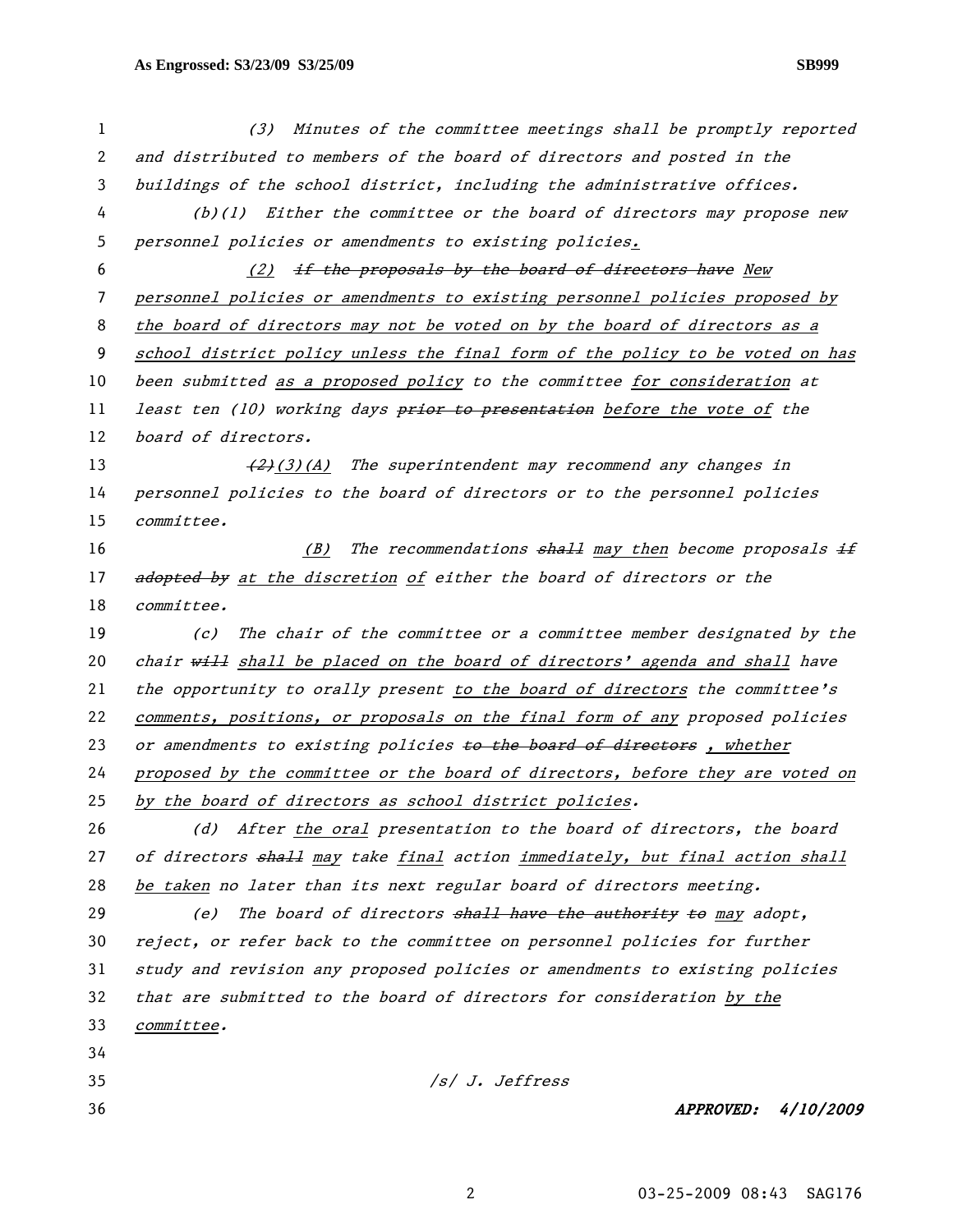*(3) Minutes of the committee meetings shall be promptly reported and distributed to members of the board of directors and posted in the buildings of the school district, including the administrative offices.*

*(b)(1) Either the committee or the board of directors may propose new personnel policies or amendments to existing policies.*

*(2) ~~if the proposals by the board of directors have~~ New personnel policies or amendments to existing personnel policies proposed by the board of directors may not be voted on by the board of directors as a school district policy unless the final form of the policy to be voted on has been submitted as a proposed policy to the committee for consideration at least ten (10) working days ~~prior to presentation~~ before the vote of the board of directors.*

*~~(2)~~(3)(A) The superintendent may recommend any changes in personnel policies to the board of directors or to the personnel policies committee.*

*(B) The recommendations ~~shall~~ may then become proposals ~~if adopted by~~ at the discretion of either the board of directors or the committee.*

*(c) The chair of the committee or a committee member designated by the chair ~~will~~ shall be placed on the board of directors' agenda and shall have the opportunity to orally present to the board of directors the committee's comments, positions, or proposals on the final form of any proposed policies or amendments to existing policies ~~to the board of directors~~ , whether proposed by the committee or the board of directors, before they are voted on by the board of directors as school district policies.*

*(d) After the oral presentation to the board of directors, the board of directors ~~shall~~ may take final action immediately, but final action shall be taken no later than its next regular board of directors meeting.*

*(e) The board of directors ~~shall have the authority to~~ may adopt, reject, or refer back to the committee on personnel policies for further study and revision any proposed policies or amendments to existing policies that are submitted to the board of directors for consideration by the committee.*

/s/ J. Jeffress

***APPROVED: 4/10/2009***